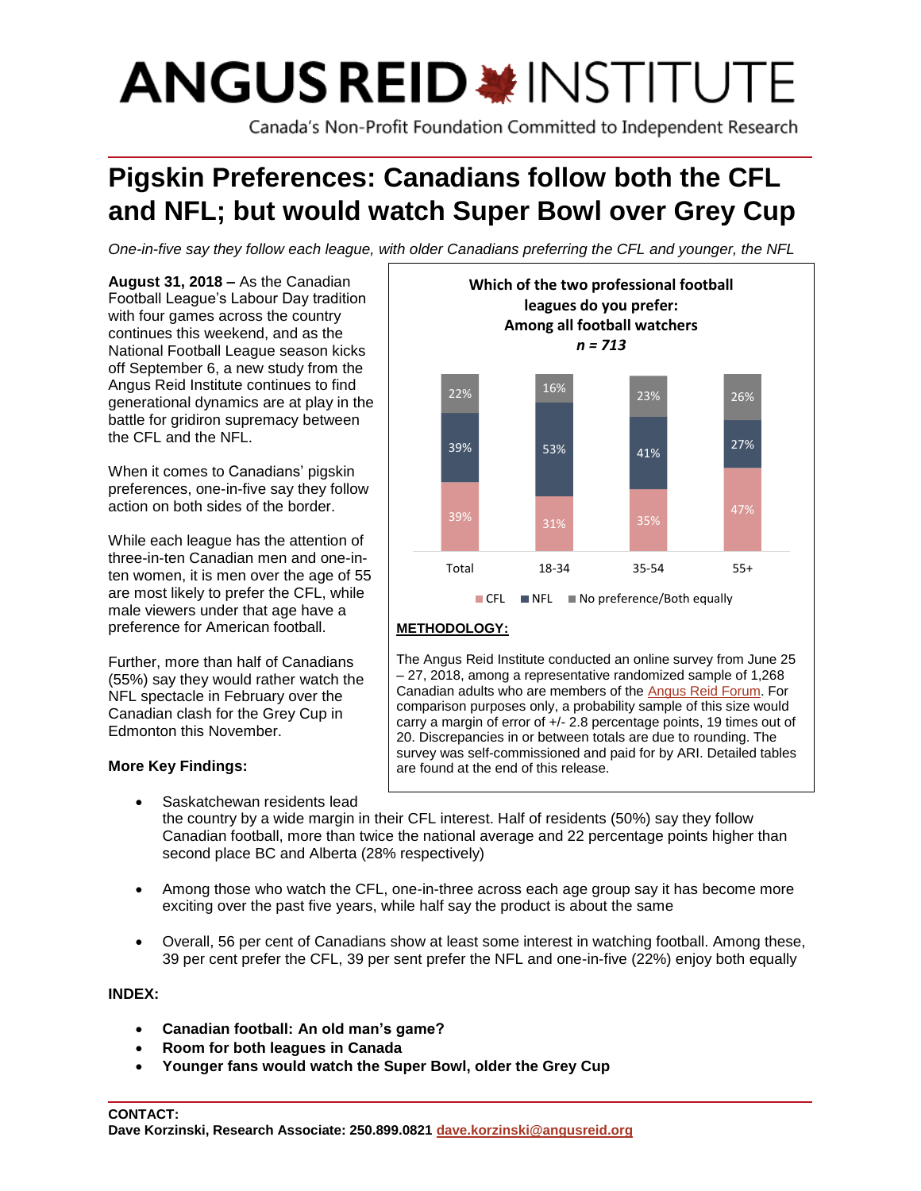# ANGUS REID INSTITUTE

Canada's Non-Profit Foundation Committed to Independent Research

## Pigskin Preferences: Canadians follow both the CFL and NFL; but would watch Super Bowl over Grey Cup

*One-in-five say they follow each league, with older Canadians preferring the CFL and younger, the NFL*

**August 31, 2018 –** As the Canadian Football League's Labour Day tradition with four games across the country continues this weekend, and as the National Football League season kicks off September 6, a new study from the Angus Reid Institute continues to find generational dynamics are at play in the battle for gridiron supremacy between the CFL and the NFL.

When it comes to Canadians' pigskin preferences, one-in-five say they follow action on both sides of the border.

While each league has the attention of three-in-ten Canadian men and one-in-ten women, it is men over the age of 55 are most likely to prefer the CFL, while male viewers under that age have a preference for American football.

Further, more than half of Canadians (55%) say they would rather watch the NFL spectacle in February over the Canadian clash for the Grey Cup in Edmonton this November.

**Which of the two professional football leagues do you prefer: Among all football watchers**
***n = 713***

| | Total | 18-34 | 35-54 | 55+ |
|---|---|---|---|---|
| CFL | 39% | 31% | 35% | 47% |
| NFL | 39% | 53% | 41% | 27% |
| No preference/Both equally | 22% | 16% | 23% | 26% |

**METHODOLOGY:**

The Angus Reid Institute conducted an online survey from June 25 – 27, 2018, among a representative randomized sample of 1,268 Canadian adults who are members of the Angus Reid Forum. For comparison purposes only, a probability sample of this size would carry a margin of error of +/- 2.8 percentage points, 19 times out of 20. Discrepancies in or between totals are due to rounding. The survey was self-commissioned and paid for by ARI. Detailed tables are found at the end of this release.

**More Key Findings:**

- Saskatchewan residents lead the country by a wide margin in their CFL interest. Half of residents (50%) say they follow Canadian football, more than twice the national average and 22 percentage points higher than second place BC and Alberta (28% respectively)
- Among those who watch the CFL, one-in-three across each age group say it has become more exciting over the past five years, while half say the product is about the same
- Overall, 56 per cent of Canadians show at least some interest in watching football. Among these, 39 per cent prefer the CFL, 39 per sent prefer the NFL and one-in-five (22%) enjoy both equally

**INDEX:**

- **Canadian football: An old man's game?**
- **Room for both leagues in Canada**
- **Younger fans would watch the Super Bowl, older the Grey Cup**

**CONTACT:**
**Dave Korzinski, Research Associate: 250.899.0821 dave.korzinski@angusreid.org**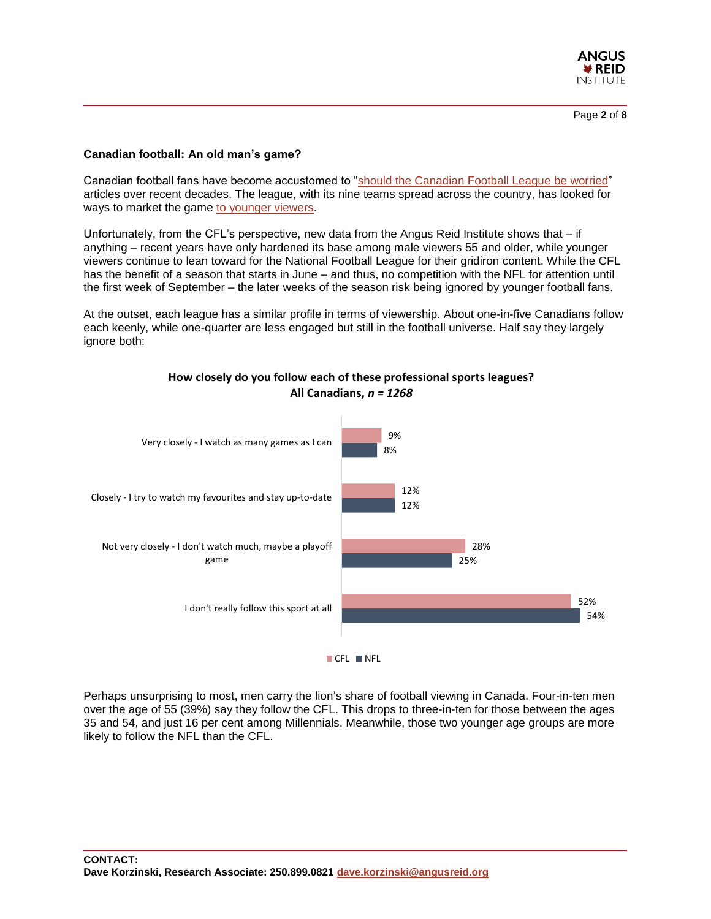**Canadian football: An old man's game?**

Canadian football fans have become accustomed to "should the Canadian Football League be worried" articles over recent decades. The league, with its nine teams spread across the country, has looked for ways to market the game to younger viewers.

Unfortunately, from the CFL's perspective, new data from the Angus Reid Institute shows that – if anything – recent years have only hardened its base among male viewers 55 and older, while younger viewers continue to lean toward for the National Football League for their gridiron content. While the CFL has the benefit of a season that starts in June – and thus, no competition with the NFL for attention until the first week of September – the later weeks of the season risk being ignored by younger football fans.

At the outset, each league has a similar profile in terms of viewership. About one-in-five Canadians follow each keenly, while one-quarter are less engaged but still in the football universe. Half say they largely ignore both:

**How closely do you follow each of these professional sports leagues?**
**All Canadians, *n = 1268***

| | CFL | NFL |
|---|---|---|
| Very closely - I watch as many games as I can | 9% | 8% |
| Closely - I try to watch my favourites and stay up-to-date | 12% | 12% |
| Not very closely - I don't watch much, maybe a playoff game | 28% | 25% |
| I don't really follow this sport at all | 52% | 54% |

Perhaps unsurprising to most, men carry the lion's share of football viewing in Canada. Four-in-ten men over the age of 55 (39%) say they follow the CFL. This drops to three-in-ten for those between the ages 35 and 54, and just 16 per cent among Millennials. Meanwhile, those two younger age groups are more likely to follow the NFL than the CFL.

**CONTACT:**
**Dave Korzinski, Research Associate: 250.899.0821 dave.korzinski@angusreid.org**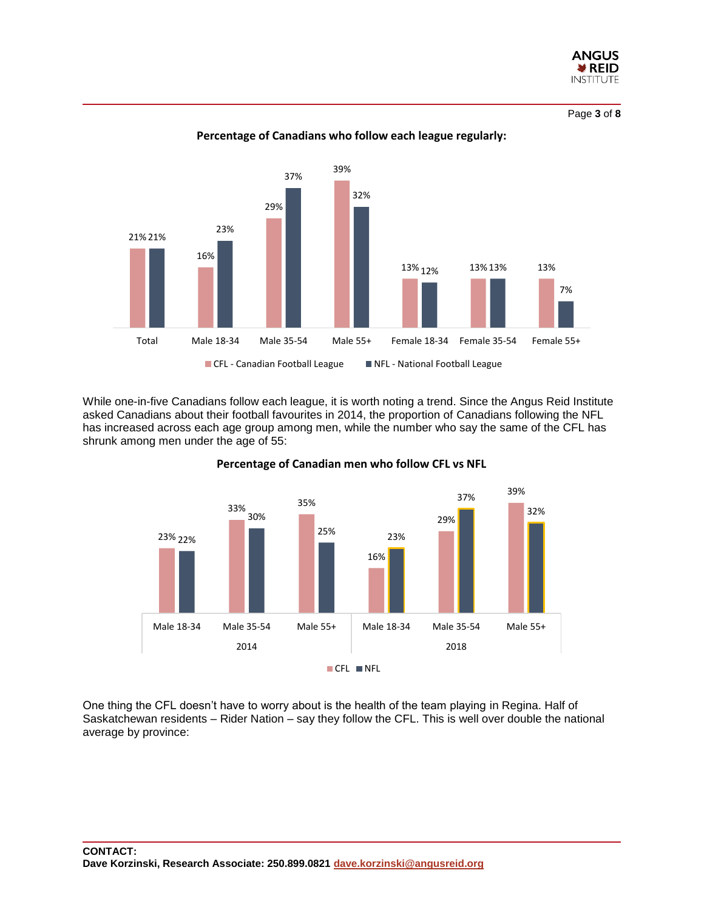**Percentage of Canadians who follow each league regularly:**

| | CFL - Canadian Football League | NFL - National Football League |
|---|---|---|
| Total | 21% | 21% |
| Male 18-34 | 16% | 23% |
| Male 35-54 | 29% | 37% |
| Male 55+ | 39% | 32% |
| Female 18-34 | 13% | 12% |
| Female 35-54 | 13% | 13% |
| Female 55+ | 13% | 7% |

While one-in-five Canadians follow each league, it is worth noting a trend. Since the Angus Reid Institute asked Canadians about their football favourites in 2014, the proportion of Canadians following the NFL has increased across each age group among men, while the number who say the same of the CFL has shrunk among men under the age of 55:

**Percentage of Canadian men who follow CFL vs NFL**

| Year | Group | CFL | NFL |
|---|---|---|---|
| 2014 | Male 18-34 | 23% | 22% |
| 2014 | Male 35-54 | 33% | 30% |
| 2014 | Male 55+ | 35% | 25% |
| 2018 | Male 18-34 | 16% | 23% |
| 2018 | Male 35-54 | 29% | 37% |
| 2018 | Male 55+ | 39% | 32% |

One thing the CFL doesn't have to worry about is the health of the team playing in Regina. Half of Saskatchewan residents – Rider Nation – say they follow the CFL. This is well over double the national average by province:

**CONTACT:**
**Dave Korzinski, Research Associate: 250.899.0821 dave.korzinski@angusreid.org**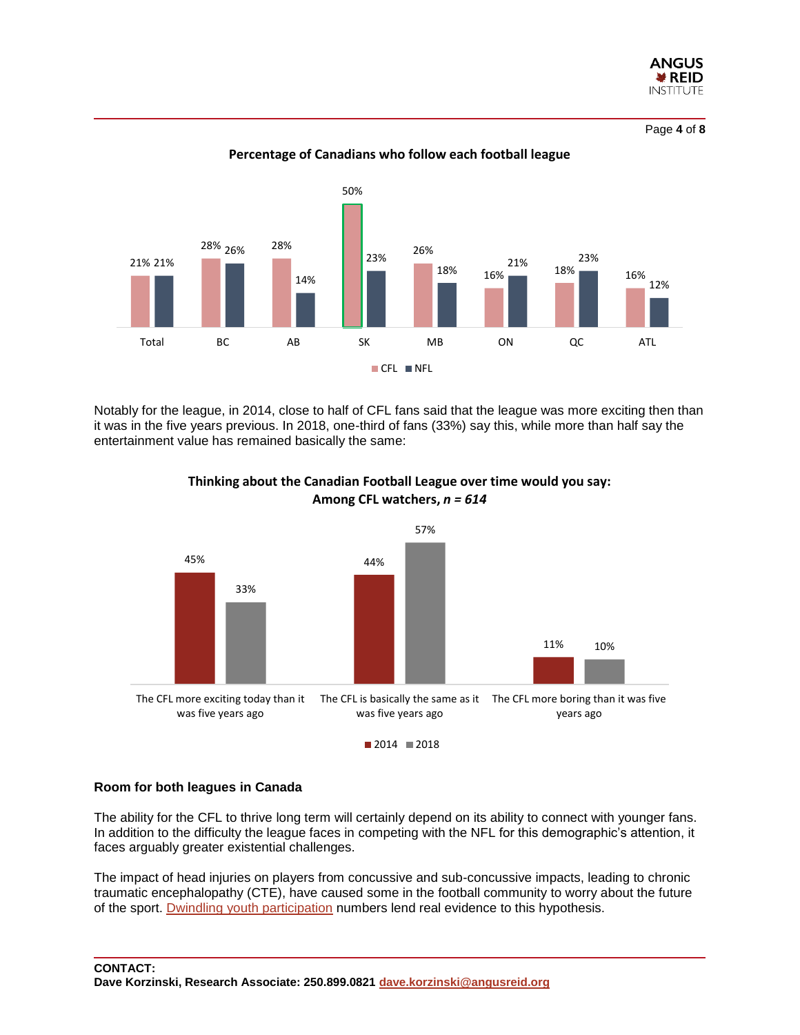**Percentage of Canadians who follow each football league**

| | Total | BC | AB | SK | MB | ON | QC | ATL |
|---|---|---|---|---|---|---|---|---|
| CFL | 21% | 28% | 28% | 50% | 26% | 16% | 18% | 16% |
| NFL | 21% | 26% | 14% | 23% | 18% | 21% | 23% | 12% |

Notably for the league, in 2014, close to half of CFL fans said that the league was more exciting then than it was in the five years previous. In 2018, one-third of fans (33%) say this, while more than half say the entertainment value has remained basically the same:

**Thinking about the Canadian Football League over time would you say:**
**Among CFL watchers, *n = 614***

| | 2014 | 2018 |
|---|---|---|
| The CFL more exciting today than it was five years ago | 45% | 33% |
| The CFL is basically the same as it was five years ago | 44% | 57% |
| The CFL more boring than it was five years ago | 11% | 10% |

### Room for both leagues in Canada

The ability for the CFL to thrive long term will certainly depend on its ability to connect with younger fans. In addition to the difficulty the league faces in competing with the NFL for this demographic's attention, it faces arguably greater existential challenges.

The impact of head injuries on players from concussive and sub-concussive impacts, leading to chronic traumatic encephalopathy (CTE), have caused some in the football community to worry about the future of the sport. Dwindling youth participation numbers lend real evidence to this hypothesis.

**CONTACT:**
**Dave Korzinski, Research Associate: 250.899.0821 dave.korzinski@angusreid.org**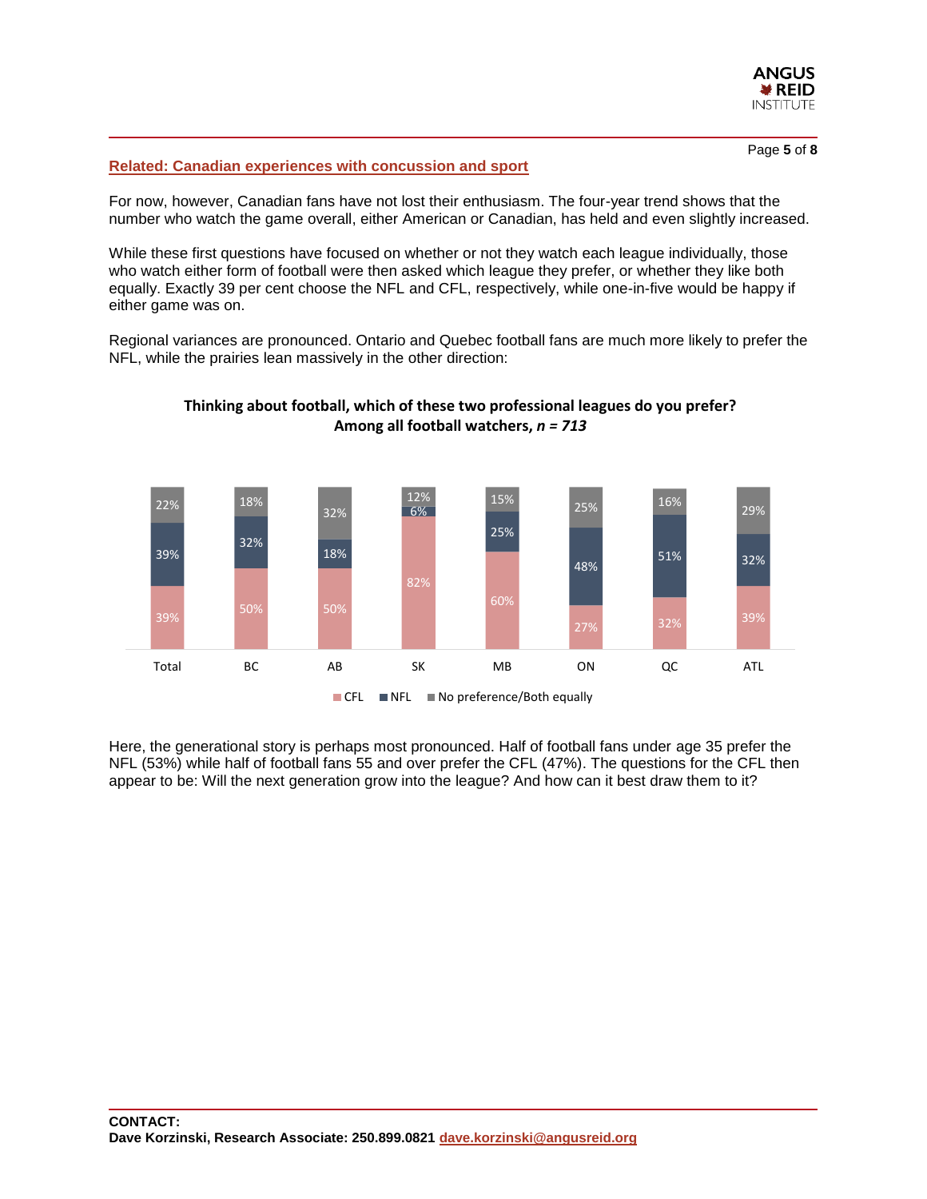**Related: Canadian experiences with concussion and sport**

For now, however, Canadian fans have not lost their enthusiasm. The four-year trend shows that the number who watch the game overall, either American or Canadian, has held and even slightly increased.

While these first questions have focused on whether or not they watch each league individually, those who watch either form of football were then asked which league they prefer, or whether they like both equally. Exactly 39 per cent choose the NFL and CFL, respectively, while one-in-five would be happy if either game was on.

Regional variances are pronounced. Ontario and Quebec football fans are much more likely to prefer the NFL, while the prairies lean massively in the other direction:

**Thinking about football, which of these two professional leagues do you prefer?**
**Among all football watchers, *n = 713***

| | Total | BC | AB | SK | MB | ON | QC | ATL |
|---|---|---|---|---|---|---|---|---|
| CFL | 39% | 50% | 50% | 82% | 60% | 27% | 32% | 39% |
| NFL | 39% | 32% | 18% | 6% | 25% | 48% | 51% | 32% |
| No preference/Both equally | 22% | 18% | 32% | 12% | 15% | 25% | 16% | 29% |

Here, the generational story is perhaps most pronounced. Half of football fans under age 35 prefer the NFL (53%) while half of football fans 55 and over prefer the CFL (47%). The questions for the CFL then appear to be: Will the next generation grow into the league? And how can it best draw them to it?

**CONTACT:**
**Dave Korzinski, Research Associate: 250.899.0821 dave.korzinski@angusreid.org**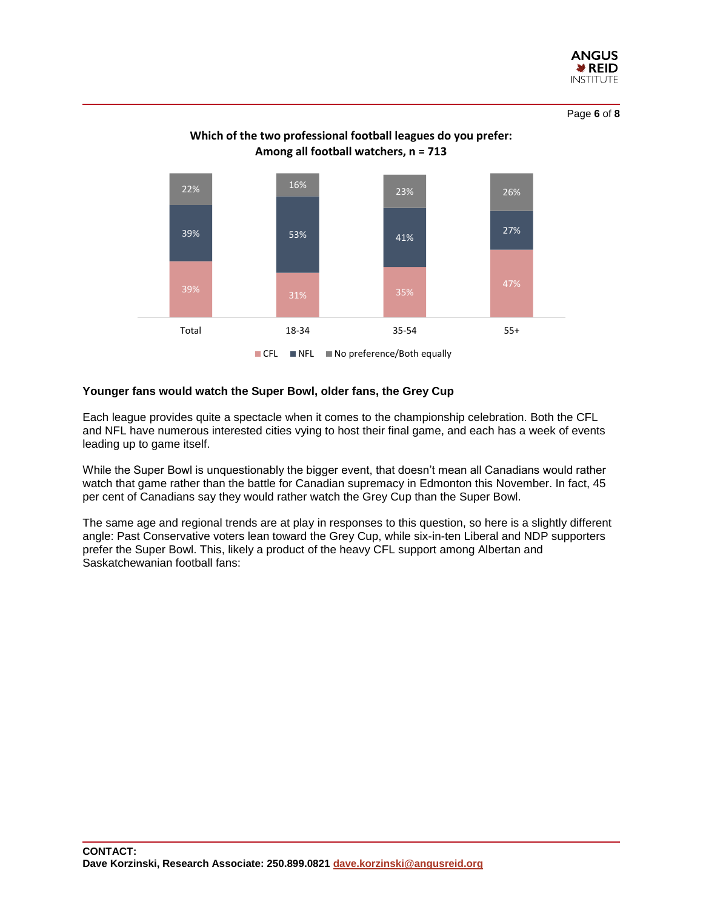**Which of the two professional football leagues do you prefer: Among all football watchers, n = 713**

| | Total | 18-34 | 35-54 | 55+ |
|---|---|---|---|---|
| CFL | 39% | 31% | 35% | 47% |
| NFL | 39% | 53% | 41% | 27% |
| No preference/Both equally | 22% | 16% | 23% | 26% |

### Younger fans would watch the Super Bowl, older fans, the Grey Cup

Each league provides quite a spectacle when it comes to the championship celebration. Both the CFL and NFL have numerous interested cities vying to host their final game, and each has a week of events leading up to game itself.

While the Super Bowl is unquestionably the bigger event, that doesn't mean all Canadians would rather watch that game rather than the battle for Canadian supremacy in Edmonton this November. In fact, 45 per cent of Canadians say they would rather watch the Grey Cup than the Super Bowl.

The same age and regional trends are at play in responses to this question, so here is a slightly different angle: Past Conservative voters lean toward the Grey Cup, while six-in-ten Liberal and NDP supporters prefer the Super Bowl. This, likely a product of the heavy CFL support among Albertan and Saskatchewanian football fans:

**CONTACT:**
**Dave Korzinski, Research Associate: 250.899.0821 dave.korzinski@angusreid.org**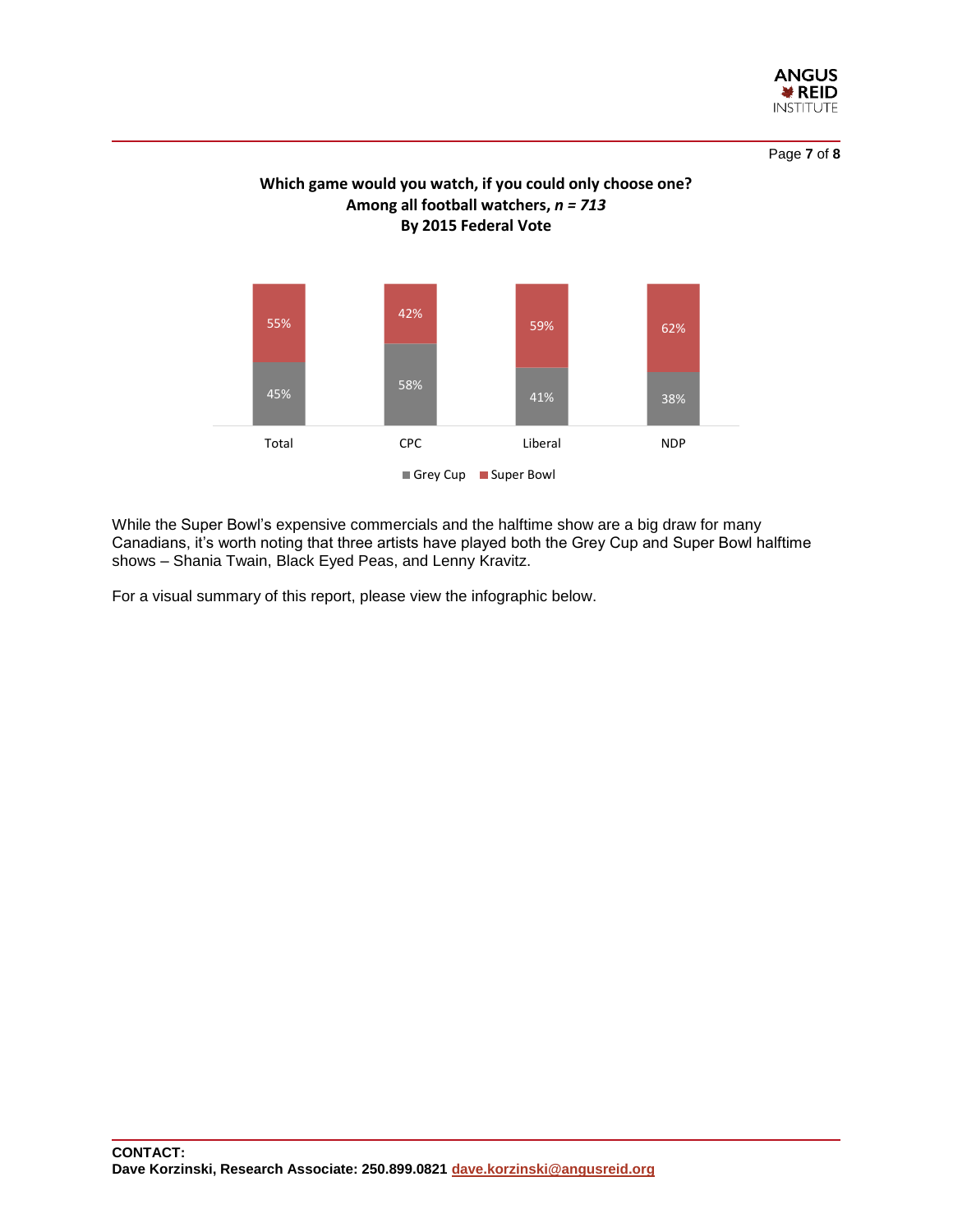**Which game would you watch, if you could only choose one?**
**Among all football watchers, *n = 713***
**By 2015 Federal Vote**

| | Total | CPC | Liberal | NDP |
|---|---|---|---|---|
| Super Bowl | 55% | 42% | 59% | 62% |
| Grey Cup | 45% | 58% | 41% | 38% |

While the Super Bowl's expensive commercials and the halftime show are a big draw for many Canadians, it's worth noting that three artists have played both the Grey Cup and Super Bowl halftime shows – Shania Twain, Black Eyed Peas, and Lenny Kravitz.

For a visual summary of this report, please view the infographic below.

**CONTACT:**
**Dave Korzinski, Research Associate: 250.899.0821 dave.korzinski@angusreid.org**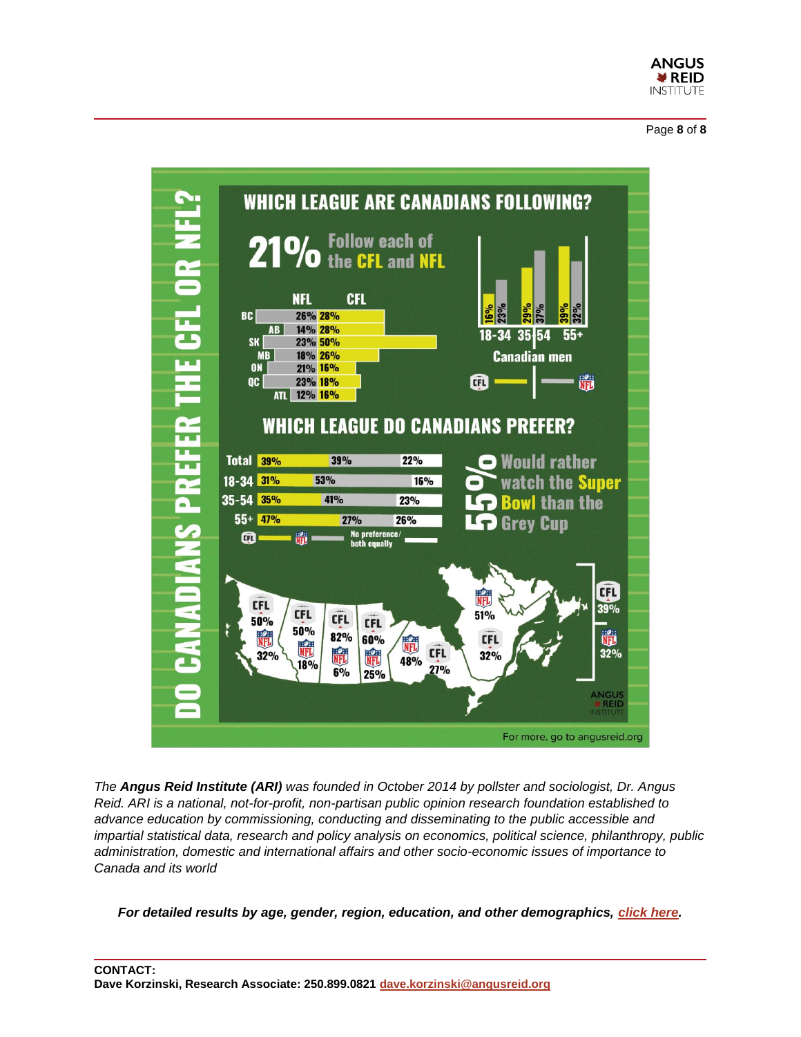DO CANADIANS PREFER THE CFL OR NFL?

WHICH LEAGUE ARE CANADIANS FOLLOWING?

21% Follow each of the CFL and NFL

NFL CFL

BC 26% 28%

AB 14% 28%

SK 23% 50%

MB 18% 26%

ON 21% 16%

QC 23% 18%

ATL 12% 16%

16% 23% 29% 37% 39% 32%

18-34 35-54 55+

Canadian men

CFL NFL

WHICH LEAGUE DO CANADIANS PREFER?

Total 39% 39% 22%

18-34 31% 53% 16%

35-54 35% 41% 23%

55+ 47% 27% 26%

CFL NFL No preference/ both equally

55% Would rather watch the Super Bowl than the Grey Cup

CFL 50% NFL 32%

CFL 50% NFL 18%

CFL 82% NFL 6%

CFL 60% NFL 25%

NFL 48% CFL 27%

NFL 51% CFL 32%

CFL 39% NFL 32%

ANGUS REID INSTITUTE

For more, go to angusreid.org

*The **Angus Reid Institute (ARI)** was founded in October 2014 by pollster and sociologist, Dr. Angus Reid. ARI is a national, not-for-profit, non-partisan public opinion research foundation established to advance education by commissioning, conducting and disseminating to the public accessible and impartial statistical data, research and policy analysis on economics, political science, philanthropy, public administration, domestic and international affairs and other socio-economic issues of importance to Canada and its world*

***For detailed results by age, gender, region, education, and other demographics, click here.***

**CONTACT:**
**Dave Korzinski, Research Associate: 250.899.0821 dave.korzinski@angusreid.org**